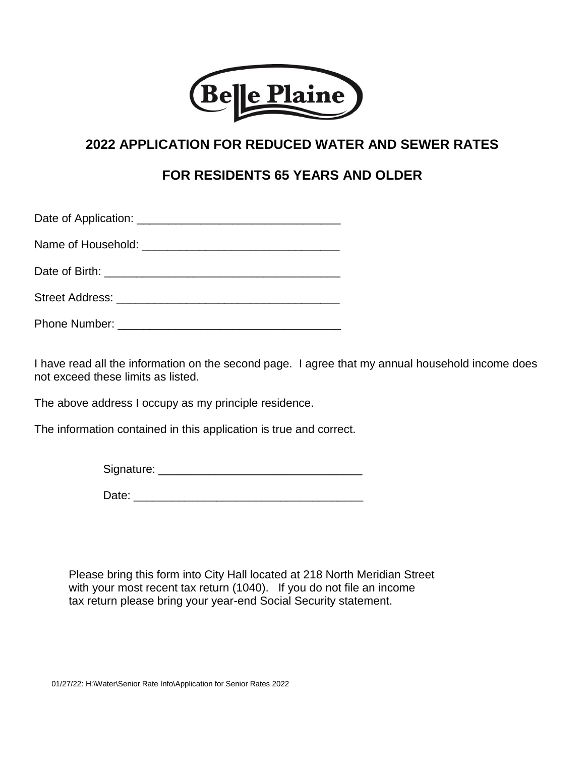Belle Plaine

## 2022 APPLICATION FOR REDUCED WATER AND SEWER RATES

## FOR RESIDENTS 65 YEARS AND OLDER

Date of Application: ________________________________

Name of Household: ________________________________

Date of Birth: ________________________________

Street Address: ________________________________

Phone Number: ________________________________

I have read all the information on the second page. I agree that my annual household income does not exceed these limits as listed.

The above address I occupy as my principle residence.

The information contained in this application is true and correct.

Signature: ________________________________

Date: ________________________________

Please bring this form into City Hall located at 218 North Meridian Street with your most recent tax return (1040). If you do not file an income tax return please bring your year-end Social Security statement.

01/27/22: H:\Water\Senior Rate Info\Application for Senior Rates 2022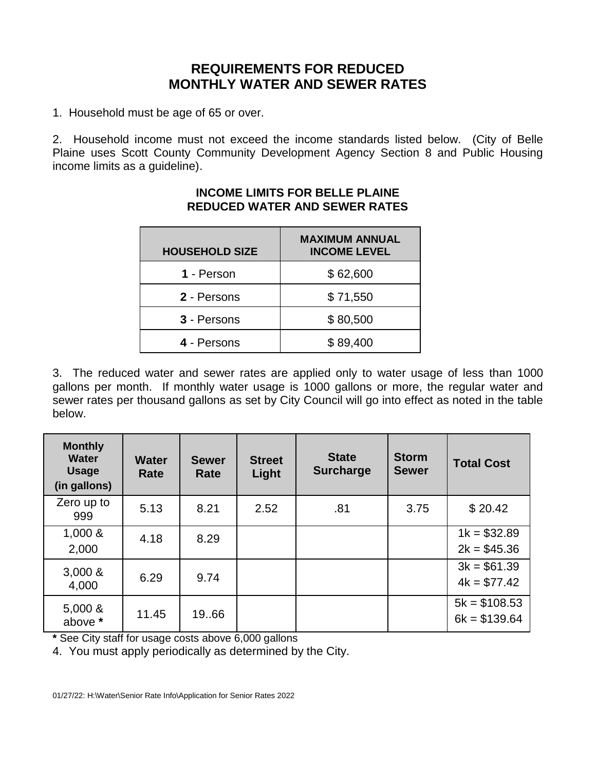# REQUIREMENTS FOR REDUCED MONTHLY WATER AND SEWER RATES

1. Household must be age of 65 or over.

2. Household income must not exceed the income standards listed below. (City of Belle Plaine uses Scott County Community Development Agency Section 8 and Public Housing income limits as a guideline).

## INCOME LIMITS FOR BELLE PLAINE REDUCED WATER AND SEWER RATES

| HOUSEHOLD SIZE | MAXIMUM ANNUAL INCOME LEVEL |
|---|---|
| **1** - Person | $ 62,600 |
| **2** - Persons | $ 71,550 |
| **3** - Persons | $ 80,500 |
| **4** - Persons | $ 89,400 |

3. The reduced water and sewer rates are applied only to water usage of less than 1000 gallons per month. If monthly water usage is 1000 gallons or more, the regular water and sewer rates per thousand gallons as set by City Council will go into effect as noted in the table below.

| Monthly Water Usage (in gallons) | Water Rate | Sewer Rate | Street Light | State Surcharge | Storm Sewer | Total Cost |
|---|---|---|---|---|---|---|
| Zero up to 999 | 5.13 | 8.21 | 2.52 | .81 | 3.75 | $ 20.42 |
| 1,000 & 2,000 | 4.18 | 8.29 | | | | 1k = $32.89<br>2k = $45.36 |
| 3,000 & 4,000 | 6.29 | 9.74 | | | | 3k = $61.39<br>4k = $77.42 |
| 5,000 & above **\*** | 11.45 | 19..66 | | | | 5k = $108.53<br>6k = $139.64 |

**\*** See City staff for usage costs above 6,000 gallons

4. You must apply periodically as determined by the City.

01/27/22: H:\Water\Senior Rate Info\Application for Senior Rates 2022